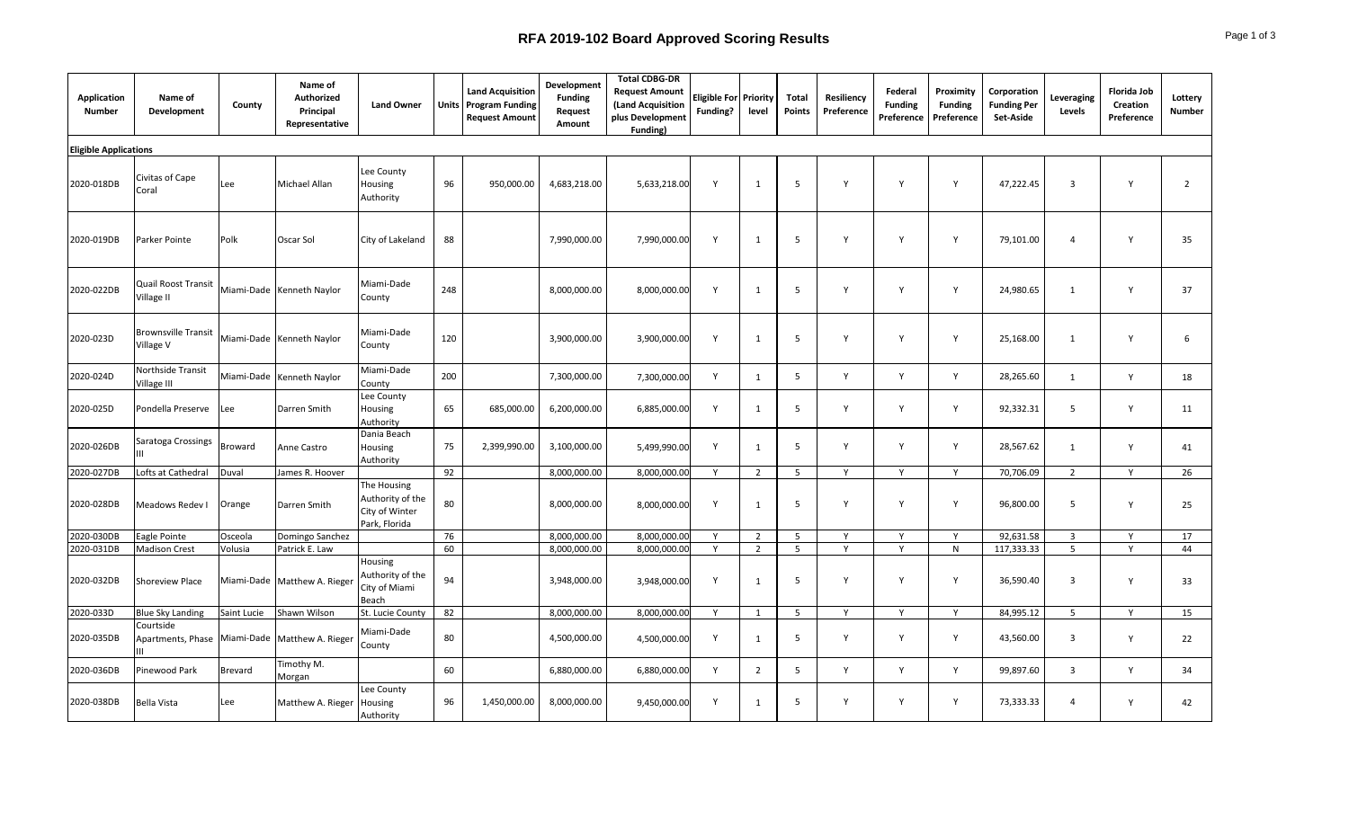# RFA 2019-102 Board Approved Scoring Results

| Application Number | Name of Development | County | Name of Authorized Principal Representative | Land Owner | Units | Land Acquisition Program Funding Request Amount | Development Funding Request Amount | Total CDBG-DR Request Amount (Land Acquisition plus Development Funding) | Eligible For Funding? | Priority level | Total Points | Resiliency Preference | Federal Funding Preference | Proximity Funding Preference | Corporation Funding Per Set-Aside | Leveraging Levels | Florida Job Creation Preference | Lottery Number |
|---|---|---|---|---|---|---|---|---|---|---|---|---|---|---|---|---|---|---|
| **Eligible Applications** | | | | | | | | | | | | | | | | | | |
| 2020-018DB | Civitas of Cape Coral | Lee | Michael Allan | Lee County Housing Authority | 96 | 950,000.00 | 4,683,218.00 | 5,633,218.00 | Y | 1 | 5 | Y | Y | Y | 47,222.45 | 3 | Y | 2 |
| 2020-019DB | Parker Pointe | Polk | Oscar Sol | City of Lakeland | 88 | | 7,990,000.00 | 7,990,000.00 | Y | 1 | 5 | Y | Y | Y | 79,101.00 | 4 | Y | 35 |
| 2020-022DB | Quail Roost Transit Village II | Miami-Dade | Kenneth Naylor | Miami-Dade County | 248 | | 8,000,000.00 | 8,000,000.00 | Y | 1 | 5 | Y | Y | Y | 24,980.65 | 1 | Y | 37 |
| 2020-023D | Brownsville Transit Village V | Miami-Dade | Kenneth Naylor | Miami-Dade County | 120 | | 3,900,000.00 | 3,900,000.00 | Y | 1 | 5 | Y | Y | Y | 25,168.00 | 1 | Y | 6 |
| 2020-024D | Northside Transit Village III | Miami-Dade | Kenneth Naylor | Miami-Dade County | 200 | | 7,300,000.00 | 7,300,000.00 | Y | 1 | 5 | Y | Y | Y | 28,265.60 | 1 | Y | 18 |
| 2020-025D | Pondella Preserve | Lee | Darren Smith | Lee County Housing Authority | 65 | 685,000.00 | 6,200,000.00 | 6,885,000.00 | Y | 1 | 5 | Y | Y | Y | 92,332.31 | 5 | Y | 11 |
| 2020-026DB | Saratoga Crossings III | Broward | Anne Castro | Dania Beach Housing Authority | 75 | 2,399,990.00 | 3,100,000.00 | 5,499,990.00 | Y | 1 | 5 | Y | Y | Y | 28,567.62 | 1 | Y | 41 |
| 2020-027DB | Lofts at Cathedral | Duval | James R. Hoover | | 92 | | 8,000,000.00 | 8,000,000.00 | Y | 2 | 5 | Y | Y | Y | 70,706.09 | 2 | Y | 26 |
| 2020-028DB | Meadows Redev I | Orange | Darren Smith | The Housing Authority of the City of Winter Park, Florida | 80 | | 8,000,000.00 | 8,000,000.00 | Y | 1 | 5 | Y | Y | Y | 96,800.00 | 5 | Y | 25 |
| 2020-030DB | Eagle Pointe | Osceola | Domingo Sanchez | | 76 | | 8,000,000.00 | 8,000,000.00 | Y | 2 | 5 | Y | Y | Y | 92,631.58 | 3 | Y | 17 |
| 2020-031DB | Madison Crest | Volusia | Patrick E. Law | | 60 | | 8,000,000.00 | 8,000,000.00 | Y | 2 | 5 | Y | Y | N | 117,333.33 | 5 | Y | 44 |
| 2020-032DB | Shoreview Place | Miami-Dade | Matthew A. Rieger | Housing Authority of the City of Miami Beach | 94 | | 3,948,000.00 | 3,948,000.00 | Y | 1 | 5 | Y | Y | Y | 36,590.40 | 3 | Y | 33 |
| 2020-033D | Blue Sky Landing | Saint Lucie | Shawn Wilson | St. Lucie County | 82 | | 8,000,000.00 | 8,000,000.00 | Y | 1 | 5 | Y | Y | Y | 84,995.12 | 5 | Y | 15 |
| 2020-035DB | Courtside Apartments, Phase III | Miami-Dade | Matthew A. Rieger | Miami-Dade County | 80 | | 4,500,000.00 | 4,500,000.00 | Y | 1 | 5 | Y | Y | Y | 43,560.00 | 3 | Y | 22 |
| 2020-036DB | Pinewood Park | Brevard | Timothy M. Morgan | | 60 | | 6,880,000.00 | 6,880,000.00 | Y | 2 | 5 | Y | Y | Y | 99,897.60 | 3 | Y | 34 |
| 2020-038DB | Bella Vista | Lee | Matthew A. Rieger | Lee County Housing Authority | 96 | 1,450,000.00 | 8,000,000.00 | 9,450,000.00 | Y | 1 | 5 | Y | Y | Y | 73,333.33 | 4 | Y | 42 |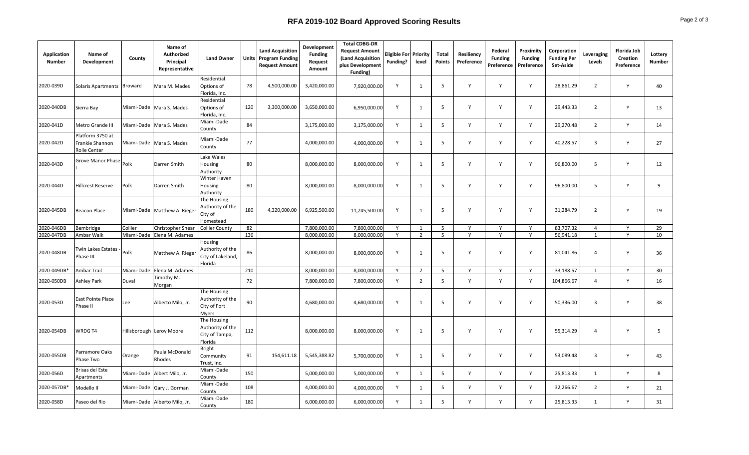# RFA 2019-102 Board Approved Scoring Results

| Application Number | Name of Development | County | Name of Authorized Principal Representative | Land Owner | Units | Land Acquisition Program Funding Request Amount | Development Funding Request Amount | Total CDBG-DR Request Amount (Land Acquisition plus Development Funding) | Eligible For Funding? | Priority level | Total Points | Resiliency Preference | Federal Funding Preference | Proximity Funding Preference | Corporation Funding Per Set-Aside | Leveraging Levels | Florida Job Creation Preference | Lottery Number |
|---|---|---|---|---|---|---|---|---|---|---|---|---|---|---|---|---|---|---|
| 2020-039D | Solaris Apartments | Broward | Mara M. Mades | Residential Options of Florida, Inc. | 78 | 4,500,000.00 | 3,420,000.00 | 7,920,000.00 | Y | 1 | 5 | Y | Y | Y | 28,861.29 | 2 | Y | 40 |
| 2020-040DB | Sierra Bay | Miami-Dade | Mara S. Mades | Residential Options of Florida, Inc. | 120 | 3,300,000.00 | 3,650,000.00 | 6,950,000.00 | Y | 1 | 5 | Y | Y | Y | 29,443.33 | 2 | Y | 13 |
| 2020-041D | Metro Grande III | Miami-Dade | Mara S. Mades | Miami-Dade County | 84 | | 3,175,000.00 | 3,175,000.00 | Y | 1 | 5 | Y | Y | Y | 29,270.48 | 2 | Y | 14 |
| 2020-042D | Platform 3750 at Frankie Shannon Rolle Center | Miami-Dade | Mara S. Mades | Miami-Dade County | 77 | | 4,000,000.00 | 4,000,000.00 | Y | 1 | 5 | Y | Y | Y | 40,228.57 | 3 | Y | 27 |
| 2020-043D | Grove Manor Phase I | Polk | Darren Smith | Lake Wales Housing Authority | 80 | | 8,000,000.00 | 8,000,000.00 | Y | 1 | 5 | Y | Y | Y | 96,800.00 | 5 | Y | 12 |
| 2020-044D | Hillcrest Reserve | Polk | Darren Smith | Winter Haven Housing Authority | 80 | | 8,000,000.00 | 8,000,000.00 | Y | 1 | 5 | Y | Y | Y | 96,800.00 | 5 | Y | 9 |
| 2020-045DB | Beacon Place | Miami-Dade | Matthew A. Rieger | The Housing Authority of the City of Homestead | 180 | 4,320,000.00 | 6,925,500.00 | 11,245,500.00 | Y | 1 | 5 | Y | Y | Y | 31,284.79 | 2 | Y | 19 |
| 2020-046DB | Bembridge | Collier | Christopher Shear | Collier County | 82 | | 7,800,000.00 | 7,800,000.00 | Y | 1 | 5 | Y | Y | Y | 83,707.32 | 4 | Y | 29 |
| 2020-047DB | Ambar Walk | Miami-Dade | Elena M. Adames | | 136 | | 8,000,000.00 | 8,000,000.00 | Y | 2 | 5 | Y | Y | Y | 56,941.18 | 1 | Y | 10 |
| 2020-048DB | Twin Lakes Estates - Phase III | Polk | Matthew A. Rieger | Housing Authority of the City of Lakeland, Florida | 86 | | 8,000,000.00 | 8,000,000.00 | Y | 1 | 5 | Y | Y | Y | 81,041.86 | 4 | Y | 36 |
| 2020-049DB* | Ambar Trail | Miami-Dade | Elena M. Adames | | 210 | | 8,000,000.00 | 8,000,000.00 | Y | 2 | 5 | Y | Y | Y | 33,188.57 | 1 | Y | 30 |
| 2020-050DB | Ashley Park | Duval | Timothy M. Morgan | | 72 | | 7,800,000.00 | 7,800,000.00 | Y | 2 | 5 | Y | Y | Y | 104,866.67 | 4 | Y | 16 |
| 2020-053D | East Pointe Place Phase II | Lee | Alberto Milo, Jr. | The Housing Authority of the City of Fort Myers | 90 | | 4,680,000.00 | 4,680,000.00 | Y | 1 | 5 | Y | Y | Y | 50,336.00 | 3 | Y | 38 |
| 2020-054DB | WRDG T4 | Hillsborough | Leroy Moore | The Housing Authority of the City of Tampa, Florida | 112 | | 8,000,000.00 | 8,000,000.00 | Y | 1 | 5 | Y | Y | Y | 55,314.29 | 4 | Y | 5 |
| 2020-055DB | Parramore Oaks Phase Two | Orange | Paula McDonald Rhodes | Bright Community Trust, Inc. | 91 | 154,611.18 | 5,545,388.82 | 5,700,000.00 | Y | 1 | 5 | Y | Y | Y | 53,089.48 | 3 | Y | 43 |
| 2020-056D | Brisas del Este Apartments | Miami-Dade | Albert Milo, Jr. | Miami-Dade County | 150 | | 5,000,000.00 | 5,000,000.00 | Y | 1 | 5 | Y | Y | Y | 25,813.33 | 1 | Y | 8 |
| 2020-057DB* | Modello II | Miami-Dade | Gary J. Gorman | Miami-Dade County | 108 | | 4,000,000.00 | 4,000,000.00 | Y | 1 | 5 | Y | Y | Y | 32,266.67 | 2 | Y | 21 |
| 2020-058D | Paseo del Rio | Miami-Dade | Alberto Milo, Jr. | Miami-Dade County | 180 | | 6,000,000.00 | 6,000,000.00 | Y | 1 | 5 | Y | Y | Y | 25,813.33 | 1 | Y | 31 |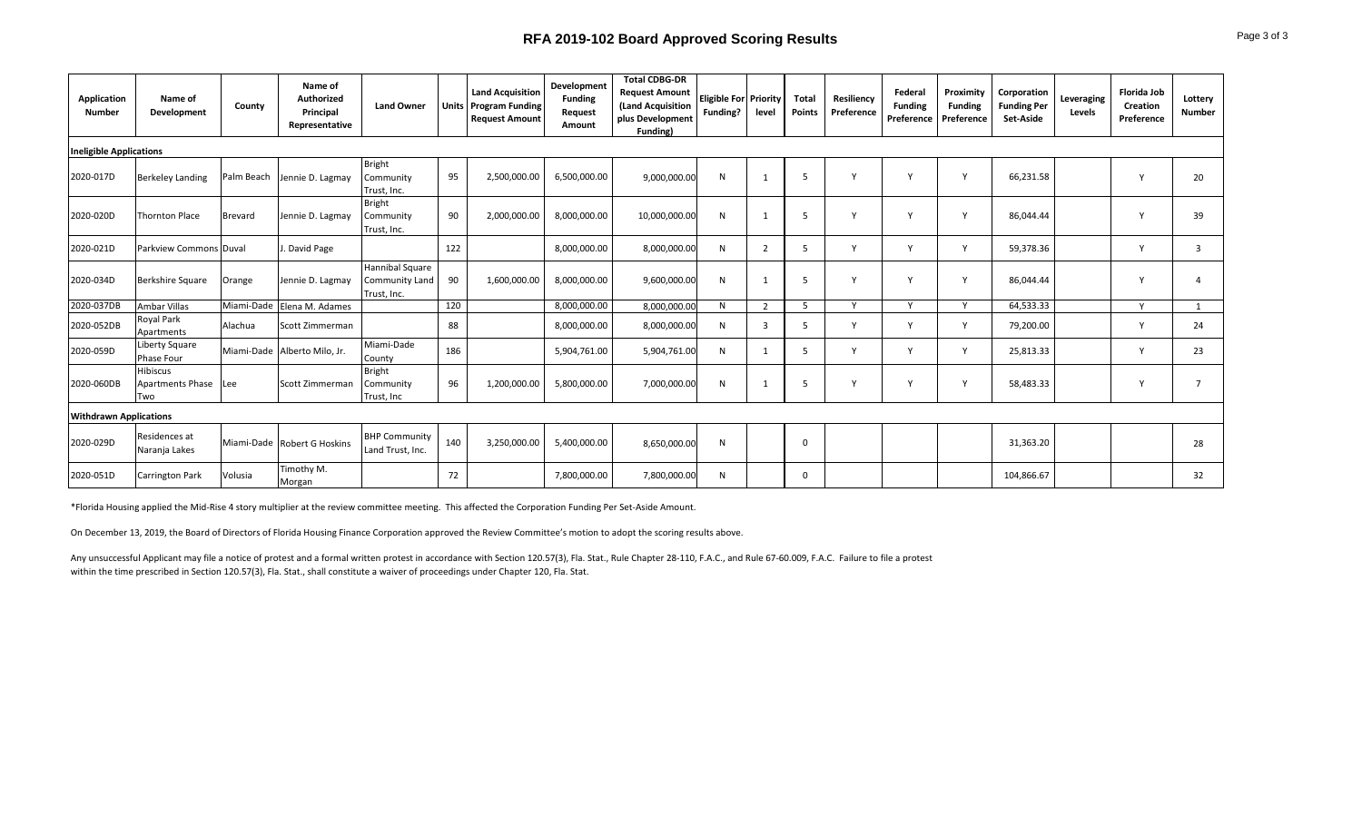## RFA 2019-102 Board Approved Scoring Results

| Application Number | Name of Development | County | Name of Authorized Principal Representative | Land Owner | Units | Land Acquisition Program Funding Request Amount | Development Funding Request Amount | Total CDBG-DR Request Amount (Land Acquisition plus Development Funding) | Eligible For Funding? | Priority level | Total Points | Resiliency Preference | Federal Funding Preference | Proximity Funding Preference | Corporation Funding Per Set-Aside | Leveraging Levels | Florida Job Creation Preference | Lottery Number |
|---|---|---|---|---|---|---|---|---|---|---|---|---|---|---|---|---|---|---|
| **Ineligible Applications** | | | | | | | | | | | | | | | | | | |
| 2020-017D | Berkeley Landing | Palm Beach | Jennie D. Lagmay | Bright Community Trust, Inc. | 95 | 2,500,000.00 | 6,500,000.00 | 9,000,000.00 | N | 1 | 5 | Y | Y | Y | 66,231.58 | | Y | 20 |
| 2020-020D | Thornton Place | Brevard | Jennie D. Lagmay | Bright Community Trust, Inc. | 90 | 2,000,000.00 | 8,000,000.00 | 10,000,000.00 | N | 1 | 5 | Y | Y | Y | 86,044.44 | | Y | 39 |
| 2020-021D | Parkview Commons | Duval | J. David Page | | 122 | | 8,000,000.00 | 8,000,000.00 | N | 2 | 5 | Y | Y | Y | 59,378.36 | | Y | 3 |
| 2020-034D | Berkshire Square | Orange | Jennie D. Lagmay | Hannibal Square Community Land Trust, Inc. | 90 | 1,600,000.00 | 8,000,000.00 | 9,600,000.00 | N | 1 | 5 | Y | Y | Y | 86,044.44 | | Y | 4 |
| 2020-037DB | Ambar Villas | Miami-Dade | Elena M. Adames | | 120 | | 8,000,000.00 | 8,000,000.00 | N | 2 | 5 | Y | Y | Y | 64,533.33 | | Y | 1 |
| 2020-052DB | Royal Park Apartments | Alachua | Scott Zimmerman | | 88 | | 8,000,000.00 | 8,000,000.00 | N | 3 | 5 | Y | Y | Y | 79,200.00 | | Y | 24 |
| 2020-059D | Liberty Square Phase Four | Miami-Dade | Alberto Milo, Jr. | Miami-Dade County | 186 | | 5,904,761.00 | 5,904,761.00 | N | 1 | 5 | Y | Y | Y | 25,813.33 | | Y | 23 |
| 2020-060DB | Hibiscus Apartments Phase Two | Lee | Scott Zimmerman | Bright Community Trust, Inc | 96 | 1,200,000.00 | 5,800,000.00 | 7,000,000.00 | N | 1 | 5 | Y | Y | Y | 58,483.33 | | Y | 7 |
| **Withdrawn Applications** | | | | | | | | | | | | | | | | | | |
| 2020-029D | Residences at Naranja Lakes | Miami-Dade | Robert G Hoskins | BHP Community Land Trust, Inc. | 140 | 3,250,000.00 | 5,400,000.00 | 8,650,000.00 | N | | 0 | | | | 31,363.20 | | | 28 |
| 2020-051D | Carrington Park | Volusia | Timothy M. Morgan | | 72 | | 7,800,000.00 | 7,800,000.00 | N | | 0 | | | | 104,866.67 | | | 32 |

*Florida Housing applied the Mid-Rise 4 story multiplier at the review committee meeting. This affected the Corporation Funding Per Set-Aside Amount.

On December 13, 2019, the Board of Directors of Florida Housing Finance Corporation approved the Review Committee's motion to adopt the scoring results above.

Any unsuccessful Applicant may file a notice of protest and a formal written protest in accordance with Section 120.57(3), Fla. Stat., Rule Chapter 28-110, F.A.C., and Rule 67-60.009, F.A.C. Failure to file a protest within the time prescribed in Section 120.57(3), Fla. Stat., shall constitute a waiver of proceedings under Chapter 120, Fla. Stat.